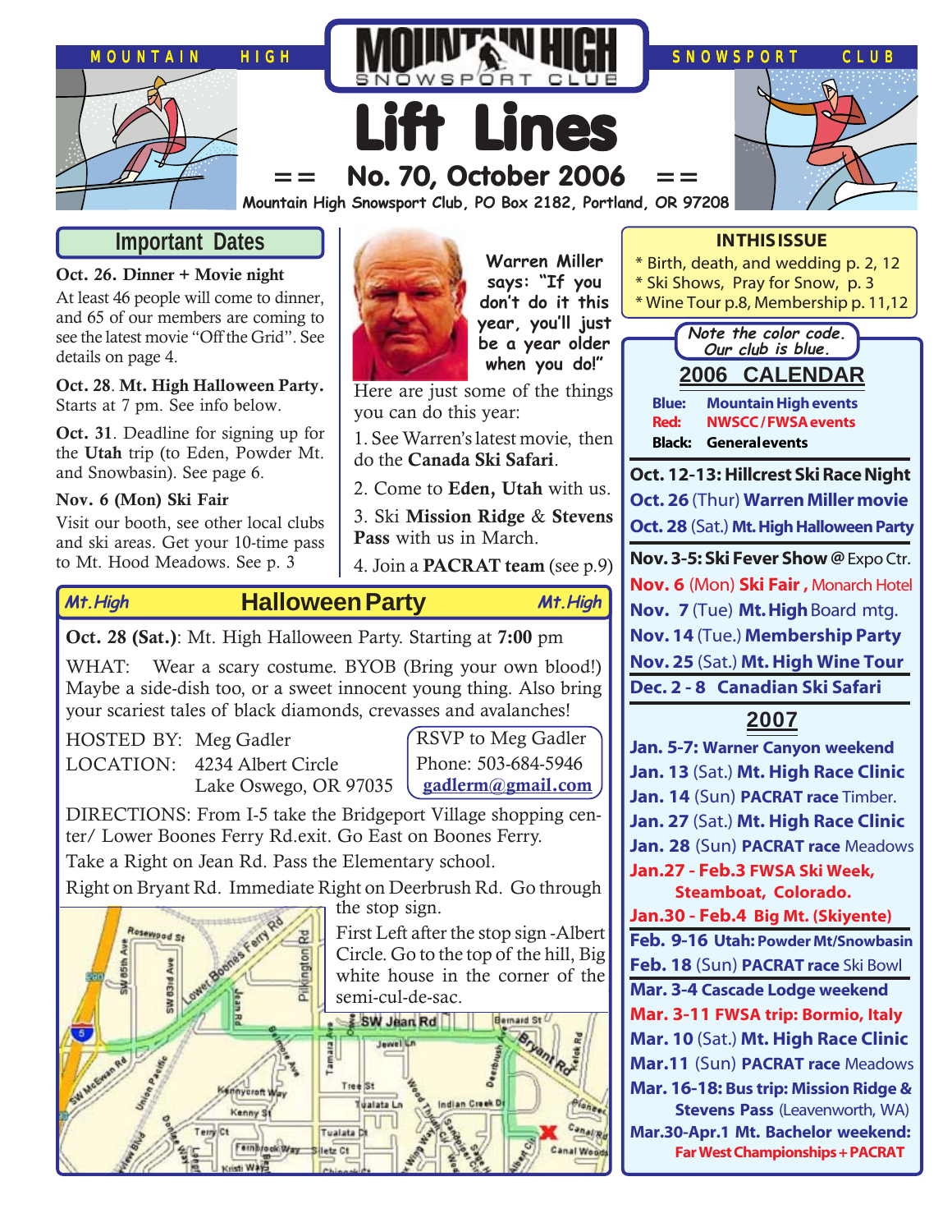MOUNTAIN HIGH SNOWSPORT CLUB

# Lift Lines

== No. 70, October 2006 ==

**Mountain High Snowsport Club, PO Box 2182, Portland, OR 97208**

## Important Dates

**Oct. 26. Dinner + Movie night**
At least 46 people will come to dinner, and 65 of our members are coming to see the latest movie "Off the Grid". See details on page 4.

**Oct. 28. Mt. High Halloween Party.** Starts at 7 pm. See info below.

**Oct. 31**. Deadline for signing up for the **Utah** trip (to Eden, Powder Mt. and Snowbasin). See page 6.

**Nov. 6 (Mon) Ski Fair**
Visit our booth, see other local clubs and ski areas. Get your 10-time pass to Mt. Hood Meadows. See p. 3

**Warren Miller says: "If you don't do it this year, you'll just be a year older when you do!"**

Here are just some of the things you can do this year:

1. See Warren's latest movie, then do the **Canada Ski Safari**.
2. Come to **Eden, Utah** with us.
3. Ski **Mission Ridge** & **Stevens Pass** with us in March.
4. Join a **PACRAT team** (see p.9)

## IN THIS ISSUE

- Birth, death, and wedding p. 2, 12
- Ski Shows, Pray for Snow, p. 3
- Wine Tour p.8, Membership p. 11,12

## Mt.High Halloween Party Mt.High

**Oct. 28 (Sat.)**: Mt. High Halloween Party. Starting at **7:00** pm

WHAT: Wear a scary costume. BYOB (Bring your own blood!) Maybe a side-dish too, or a sweet innocent young thing. Also bring your scariest tales of black diamonds, crevasses and avalanches!

HOSTED BY: Meg Gadler
LOCATION: 4234 Albert Circle
Lake Oswego, OR 97035

RSVP to Meg Gadler
Phone: 503-684-5946
gadlerm@gmail.com

DIRECTIONS: From I-5 take the Bridgeport Village shopping center/ Lower Boones Ferry Rd.exit. Go East on Boones Ferry.

Take a Right on Jean Rd. Pass the Elementary school.

Right on Bryant Rd. Immediate Right on Deerbrush Rd. Go through the stop sign.

First Left after the stop sign -Albert Circle. Go to the top of the hill, Big white house in the corner of the semi-cul-de-sac.

*Note the color code. Our club is blue.*

## 2006 CALENDAR

**Blue:** Mountain High events
**Red:** NWSCC / FWSA events
**Black:** General events

**Oct. 12-13: Hillcrest Ski Race Night**
**Oct. 26** (Thur) **Warren Miller movie**
**Oct. 28** (Sat.) **Mt. High Halloween Party**
**Nov. 3-5: Ski Fever Show** @ Expo Ctr.
**Nov. 6** (Mon) **Ski Fair**, Monarch Hotel
**Nov. 7** (Tue) **Mt. High** Board mtg.
**Nov. 14** (Tue.) **Membership Party**
**Nov. 25** (Sat.) **Mt. High Wine Tour**
**Dec. 2 - 8 Canadian Ski Safari**

## 2007

**Jan. 5-7: Warner Canyon weekend**
**Jan. 13** (Sat.) **Mt. High Race Clinic**
**Jan. 14** (Sun) **PACRAT race** Timber.
**Jan. 27** (Sat.) **Mt. High Race Clinic**
**Jan. 28** (Sun) **PACRAT race** Meadows
**Jan.27 - Feb.3 FWSA Ski Week, Steamboat, Colorado.**
**Jan.30 - Feb.4 Big Mt. (Skiyente)**
**Feb. 9-16 Utah: Powder Mt/Snowbasin**
**Feb. 18** (Sun) **PACRAT race** Ski Bowl
**Mar. 3-4 Cascade Lodge weekend**
**Mar. 3-11 FWSA trip: Bormio, Italy**
**Mar. 10** (Sat.) **Mt. High Race Clinic**
**Mar.11** (Sun) **PACRAT race** Meadows
**Mar. 16-18: Bus trip: Mission Ridge & Stevens Pass** (Leavenworth, WA)
**Mar.30-Apr.1 Mt. Bachelor weekend: Far West Championships + PACRAT**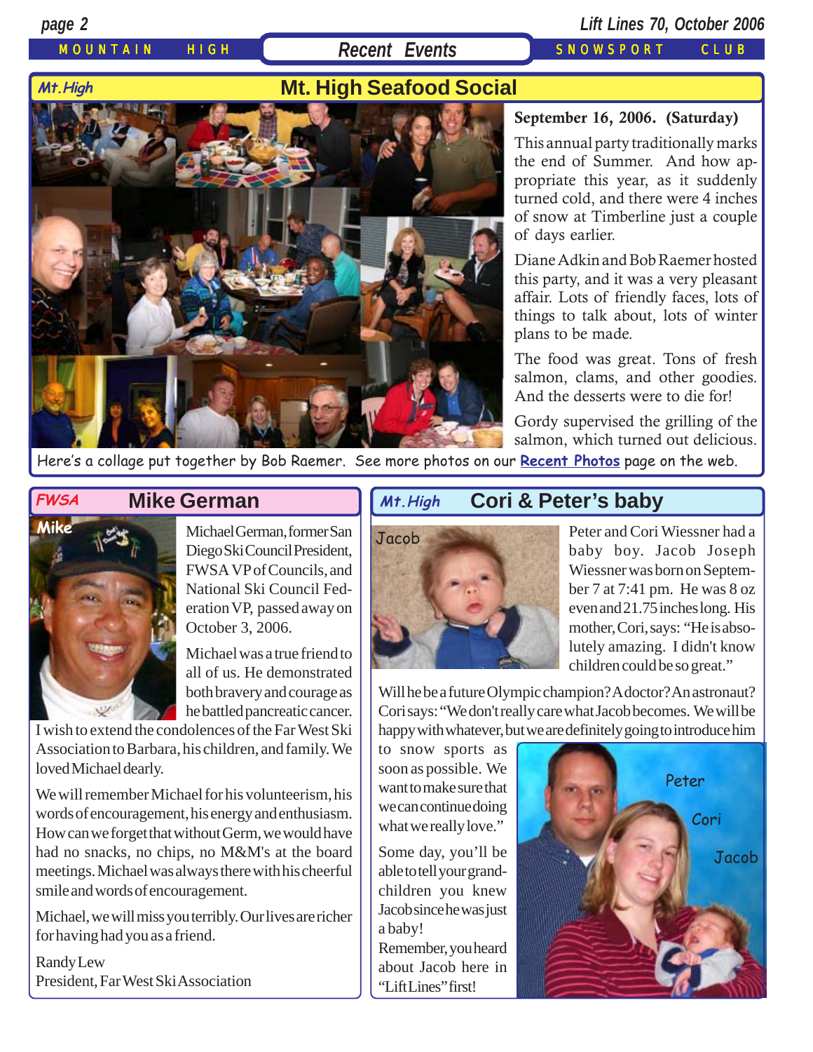## Recent Events

### Mt. High Seafood Social

*Mt.High*

**September 16, 2006. (Saturday)**

This annual party traditionally marks the end of Summer. And how appropriate this year, as it suddenly turned cold, and there were 4 inches of snow at Timberline just a couple of days earlier.

Diane Adkin and Bob Raemer hosted this party, and it was a very pleasant affair. Lots of friendly faces, lots of things to talk about, lots of winter plans to be made.

The food was great. Tons of fresh salmon, clams, and other goodies. And the desserts were to die for!

Gordy supervised the grilling of the salmon, which turned out delicious.

Here's a collage put together by Bob Raemer. See more photos on our **Recent Photos** page on the web.

### Mike German

*FWSA*

Mike

Michael German, former San Diego Ski Council President, FWSA VP of Councils, and National Ski Council Federation VP, passed away on October 3, 2006.

Michael was a true friend to all of us. He demonstrated both bravery and courage as he battled pancreatic cancer. I wish to extend the condolences of the Far West Ski Association to Barbara, his children, and family. We loved Michael dearly.

We will remember Michael for his volunteerism, his words of encouragement, his energy and enthusiasm. How can we forget that without Germ, we would have had no snacks, no chips, no M&M's at the board meetings. Michael was always there with his cheerful smile and words of encouragement.

Michael, we will miss you terribly. Our lives are richer for having had you as a friend.

Randy Lew
President, Far West Ski Association

### Cori & Peter's baby

*Mt.High*

Jacob

Peter and Cori Wiessner had a baby boy. Jacob Joseph Wiessner was born on September 7 at 7:41 pm. He was 8 oz even and 21.75 inches long. His mother, Cori, says: "He is absolutely amazing. I didn't know children could be so great."

Will he be a future Olympic champion? A doctor? An astronaut? Cori says: "We don't really care what Jacob becomes. We will be happy with whatever, but we are definitely going to introduce him to snow sports as soon as possible. We want to make sure that we can continue doing what we really love."

Some day, you'll be able to tell your grandchildren you knew Jacob since he was just a baby!
Remember, you heard about Jacob here in "Lift Lines" first!

Peter
Cori
Jacob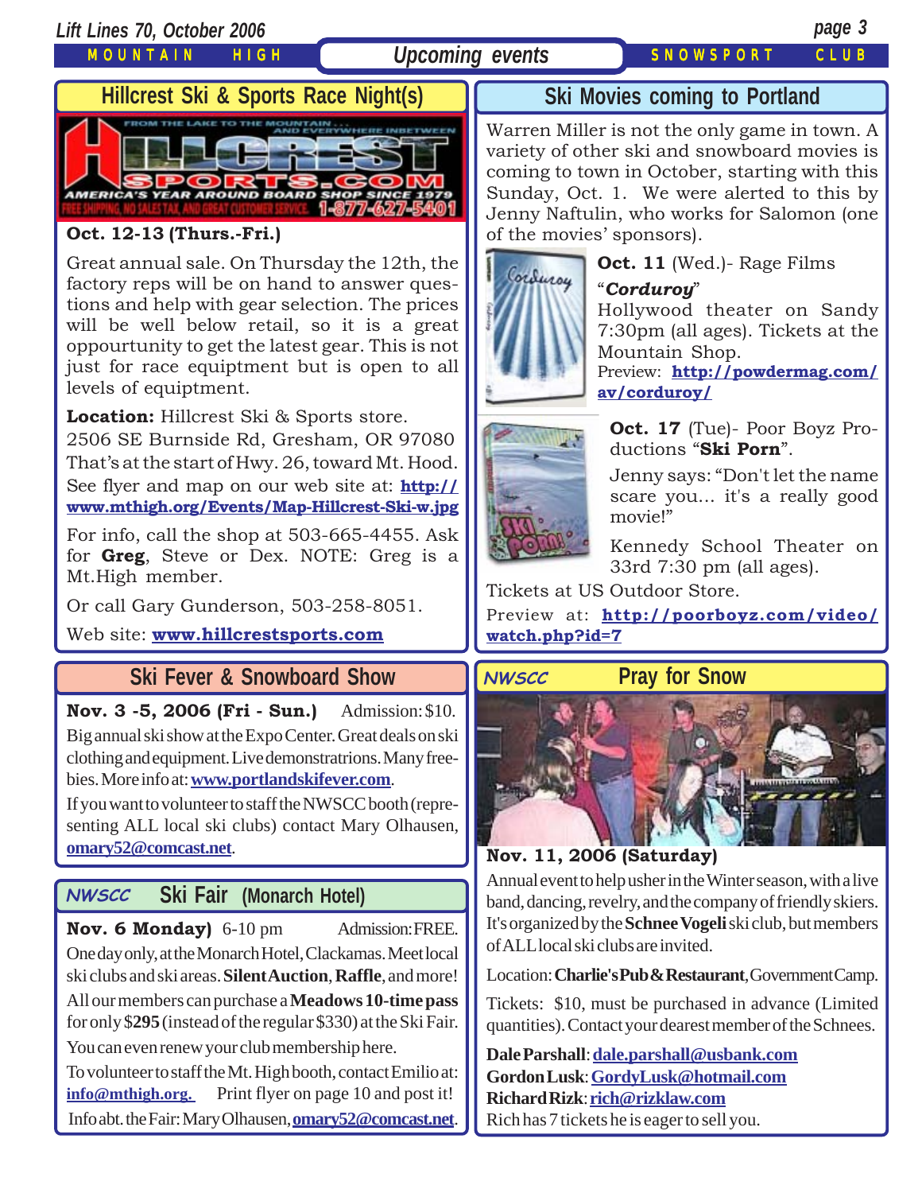# Upcoming events

## Hillcrest Ski & Sports Race Night(s)

**Oct. 12-13 (Thurs.-Fri.)**

Great annual sale. On Thursday the 12th, the factory reps will be on hand to answer questions and help with gear selection. The prices will be well below retail, so it is a great oppourtunity to get the latest gear. This is not just for race equiptment but is open to all levels of equiptment.

**Location:** Hillcrest Ski & Sports store. 2506 SE Burnside Rd, Gresham, OR 97080 That's at the start of Hwy. 26, toward Mt. Hood. See flyer and map on our web site at: **http://www.mthigh.org/Events/Map-Hillcrest-Ski-w.jpg**

For info, call the shop at 503-665-4455. Ask for **Greg**, Steve or Dex. NOTE: Greg is a Mt.High member.

Or call Gary Gunderson, 503-258-8051.

Web site: **www.hillcrestsports.com**

## Ski Fever & Snowboard Show

**Nov. 3 -5, 2006 (Fri - Sun.)** Admission: $10.

Big annual ski show at the Expo Center. Great deals on ski clothing and equipment. Live demonstratrions. Many freebies. More info at: **www.portlandskifever.com**.

If you want to volunteer to staff the NWSCC booth (representing ALL local ski clubs) contact Mary Olhausen, **omary52@comcast.net**.

## *NWSCC* Ski Fair (Monarch Hotel)

**Nov. 6 Monday)** 6-10 pm Admission: FREE.

One day only, at the Monarch Hotel, Clackamas. Meet local ski clubs and ski areas. **Silent Auction**, **Raffle**, and more!

All our members can purchase a **Meadows 10-time pass** for only $**295** (instead of the regular $330) at the Ski Fair.

You can even renew your club membership here.

To volunteer to staff the Mt. High booth, contact Emilio at: **info@mthigh.org.** Print flyer on page 10 and post it!

Info abt. the Fair: Mary Olhausen, **omary52@comcast.net**.

## Ski Movies coming to Portland

Warren Miller is not the only game in town. A variety of other ski and snowboard movies is coming to town in October, starting with this Sunday, Oct. 1. We were alerted to this by Jenny Naftulin, who works for Salomon (one of the movies' sponsors).

**Oct. 11** (Wed.)- Rage Films "***Corduroy***" Hollywood theater on Sandy 7:30pm (all ages). Tickets at the Mountain Shop.

Preview: **http://powdermag.com/av/corduroy/**

**Oct. 17** (Tue)- Poor Boyz Productions "**Ski Porn**".

Jenny says: "Don't let the name scare you... it's a really good movie!"

Kennedy School Theater on 33rd 7:30 pm (all ages).

Tickets at US Outdoor Store.

Preview at: **http://poorboyz.com/video/watch.php?id=7**

## *NWSCC* Pray for Snow

**Nov. 11, 2006 (Saturday)**

Annual event to help usher in the Winter season, with a live band, dancing, revelry, and the company of friendly skiers. It's organized by the **Schnee Vogeli** ski club, but members of ALL local ski clubs are invited.

Location: **Charlie's Pub & Restaurant**, Government Camp.

Tickets: $10, must be purchased in advance (Limited quantities). Contact your dearest member of the Schnees.

**Dale Parshall**: **dale.parshall@usbank.com**
**Gordon Lusk**: **GordyLusk@hotmail.com**
**Richard Rizk**: **rich@rizklaw.com**
Rich has 7 tickets he is eager to sell you.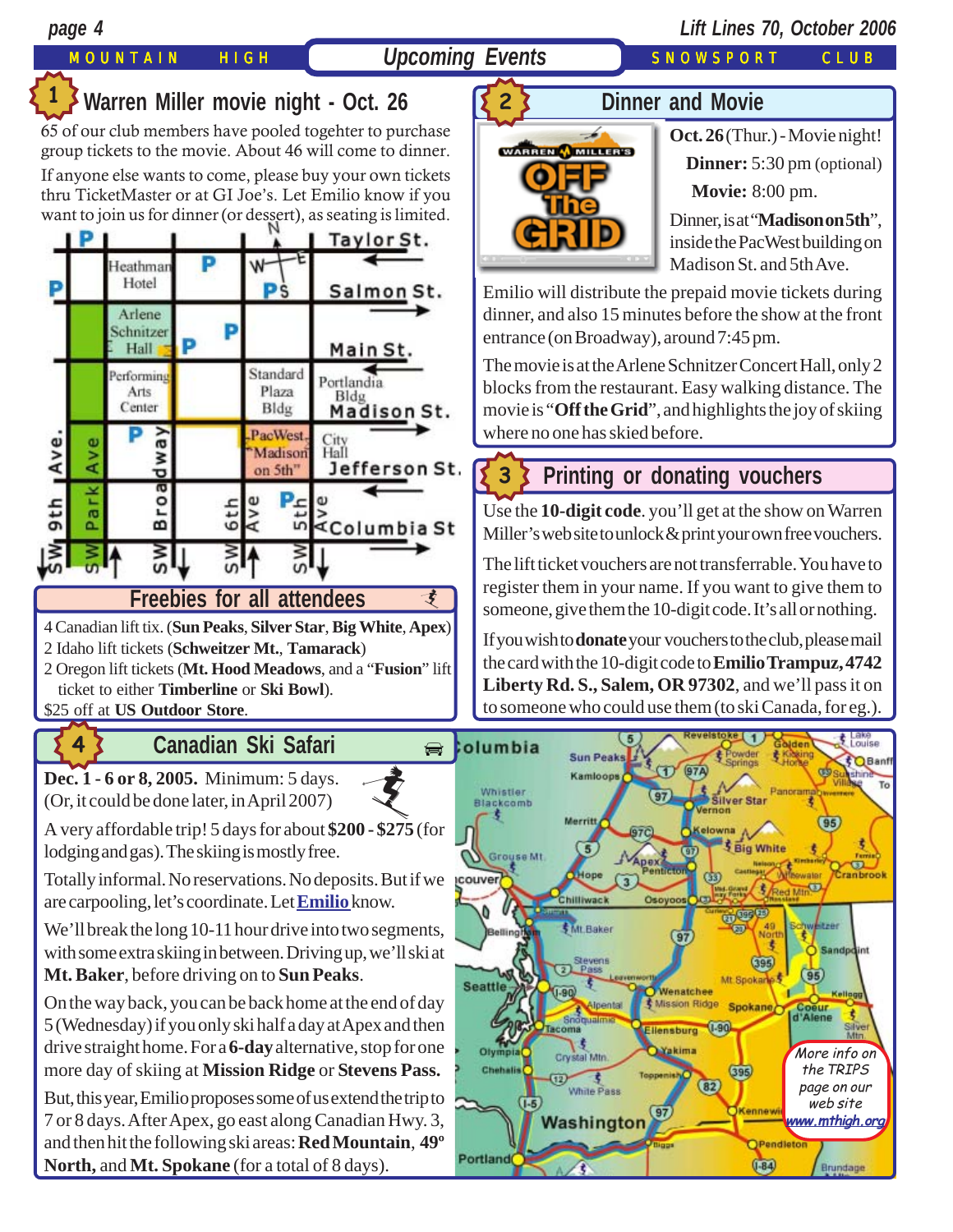# Upcoming Events

MOUNTAIN HIGH SNOWSPORT CLUB

## 1 Warren Miller movie night - Oct. 26

65 of our club members have pooled togehter to purchase group tickets to the movie. About 46 will come to dinner.

If anyone else wants to come, please buy your own tickets thru TicketMaster or at GI Joe's. Let Emilio know if you want to join us for dinner (or dessert), as seating is limited.

## 2 Dinner and Movie

**Oct. 26** (Thur.) - Movie night!

**Dinner:** 5:30 pm (optional)

**Movie:** 8:00 pm.

Dinner, is at "**Madison on 5th**", inside the PacWest building on Madison St. and 5th Ave.

Emilio will distribute the prepaid movie tickets during dinner, and also 15 minutes before the show at the front entrance (on Broadway), around 7:45 pm.

The movie is at the Arlene Schnitzer Concert Hall, only 2 blocks from the restaurant. Easy walking distance. The movie is "**Off the Grid**", and highlights the joy of skiing where no one has skied before.

### Freebies for all attendees

4 Canadian lift tix. (**Sun Peaks**, **Silver Star**, **Big White**, **Apex**)
2 Idaho lift tickets (**Schweitzer Mt.**, **Tamarack**)
2 Oregon lift tickets (**Mt. Hood Meadows**, and a "**Fusion**" lift ticket to either **Timberline** or **Ski Bowl**).
$25 off at **US Outdoor Store**.

## 3 Printing or donating vouchers

Use the **10-digit code**. you'll get at the show on Warren Miller's web site to unlock & print your own free vouchers.

The lift ticket vouchers are not transferrable. You have to register them in your name. If you want to give them to someone, give them the 10-digit code. It's all or nothing.

If you wish to **donate** your vouchers to the club, please mail the card with the 10-digit code to **Emilio Trampuz, 4742 Liberty Rd. S., Salem, OR 97302**, and we'll pass it on to someone who could use them (to ski Canada, for eg.).

## 4 Canadian Ski Safari

**Dec. 1 - 6 or 8, 2005.** Minimum: 5 days. (Or, it could be done later, in April 2007)

A very affordable trip! 5 days for about **$200 - $275** (for lodging and gas). The skiing is mostly free.

Totally informal. No reservations. No deposits. But if we are carpooling, let's coordinate. Let **Emilio** know.

We'll break the long 10-11 hour drive into two segments, with some extra skiing in between. Driving up, we'll ski at **Mt. Baker**, before driving on to **Sun Peaks**.

On the way back, you can be back home at the end of day 5 (Wednesday) if you only ski half a day at Apex and then drive straight home. For a **6-day** alternative, stop for one more day of skiing at **Mission Ridge** or **Stevens Pass.**

But, this year, Emilio proposes some of us extend the trip to 7 or 8 days. After Apex, go east along Canadian Hwy. 3, and then hit the following ski areas: **Red Mountain**, **49º North,** and **Mt. Spokane** (for a total of 8 days).

*More info on the TRIPS page on our web site www.mthigh.org*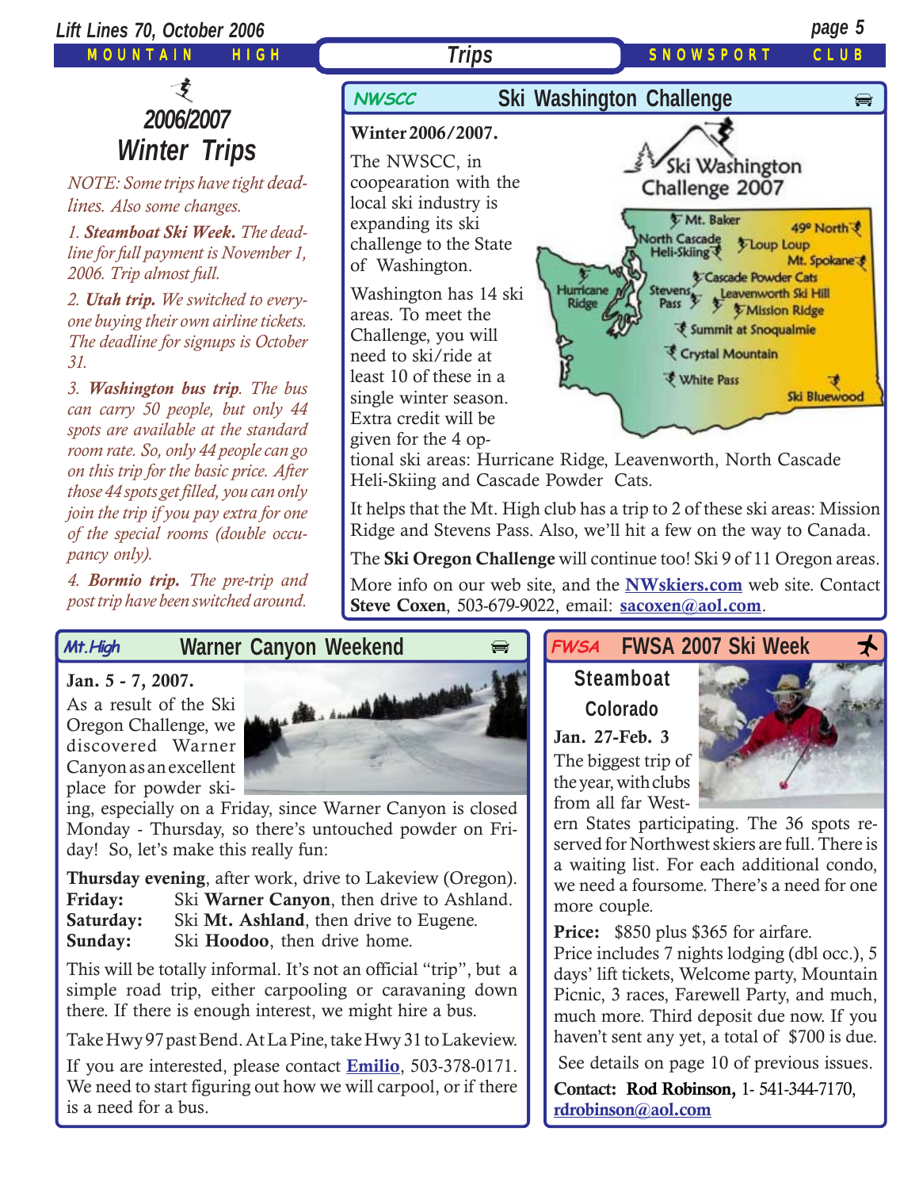# 2006/2007 Winter Trips

*NOTE: Some trips have tight deadlines. Also some changes.*

*1. **Steamboat Ski Week.** The deadline for full payment is November 1, 2006. Trip almost full.*

*2. **Utah trip.** We switched to everyone buying their own airline tickets. The deadline for signups is October 31.*

*3. **Washington bus trip**. The bus can carry 50 people, but only 44 spots are available at the standard room rate. So, only 44 people can go on this trip for the basic price. After those 44 spots get filled, you can only join the trip if you pay extra for one of the special rooms (double occupancy only).*

*4. **Bormio trip.** The pre-trip and post trip have been switched around.*

## NWSCC — Ski Washington Challenge

**Winter 2006/2007.**

The NWSCC, in cooperation with the local ski industry is expanding its ski challenge to the State of Washington.

Washington has 14 ski areas. To meet the Challenge, you will need to ski/ride at least 10 of these in a single winter season. Extra credit will be given for the 4 optional ski areas: Hurricane Ridge, Leavenworth, North Cascade Heli-Skiing and Cascade Powder Cats.

It helps that the Mt. High club has a trip to 2 of these ski areas: Mission Ridge and Stevens Pass. Also, we'll hit a few on the way to Canada.

The **Ski Oregon Challenge** will continue too! Ski 9 of 11 Oregon areas.

More info on our web site, and the **NWskiers.com** web site. Contact **Steve Coxen**, 503-679-9022, email: **sacoxen@aol.com**.

## Mt.High — Warner Canyon Weekend

**Jan. 5 - 7, 2007.**

As a result of the Ski Oregon Challenge, we discovered Warner Canyon as an excellent place for powder skiing, especially on a Friday, since Warner Canyon is closed Monday - Thursday, so there's untouched powder on Friday! So, let's make this really fun:

**Thursday evening**, after work, drive to Lakeview (Oregon).
**Friday:** Ski **Warner Canyon**, then drive to Ashland.
**Saturday:** Ski **Mt. Ashland**, then drive to Eugene.
**Sunday:** Ski **Hoodoo**, then drive home.

This will be totally informal. It's not an official "trip", but a simple road trip, either carpooling or caravaning down there. If there is enough interest, we might hire a bus.

Take Hwy 97 past Bend. At La Pine, take Hwy 31 to Lakeview.

If you are interested, please contact **Emilio**, 503-378-0171. We need to start figuring out how we will carpool, or if there is a need for a bus.

## FWSA — FWSA 2007 Ski Week

**Steamboat Colorado**

**Jan. 27-Feb. 3**

The biggest trip of the year, with clubs from all far Western States participating. The 36 spots reserved for Northwest skiers are full. There is a waiting list. For each additional condo, we need a foursome. There's a need for one more couple.

**Price:** $850 plus $365 for airfare.
Price includes 7 nights lodging (dbl occ.), 5 days' lift tickets, Welcome party, Mountain Picnic, 3 races, Farewell Party, and much, much more. Third deposit due now. If you haven't sent any yet, a total of $700 is due.

See details on page 10 of previous issues.

**Contact: Rod Robinson,** 1- 541-344-7170, **rdrobinson@aol.com**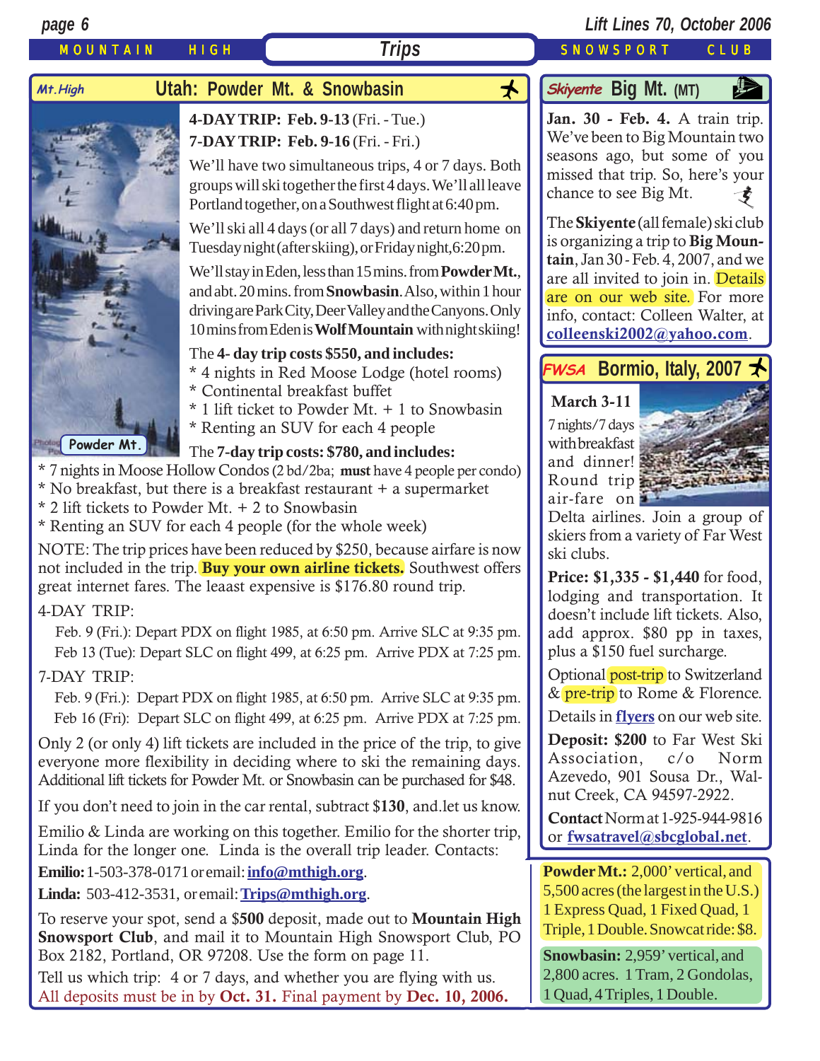MOUNTAIN HIGH **Trips** SNOWSPORT CLUB

## Mt.High — Utah: Powder Mt. & Snowbasin

**4-DAY TRIP: Feb. 9-13** (Fri. - Tue.)
**7-DAY TRIP: Feb. 9-16** (Fri. - Fri.)

We'll have two simultaneous trips, 4 or 7 days. Both groups will ski together the first 4 days. We'll all leave Portland together, on a Southwest flight at 6:40 pm.

We'll ski all 4 days (or all 7 days) and return home on Tuesday night (after skiing), or Friday night, 6:20 pm.

We'll stay in Eden, less than 15 mins. from **Powder Mt.**, and abt. 20 mins. from **Snowbasin**. Also, within 1 hour driving are Park City, Deer Valley and the Canyons. Only 10 mins from Eden is **Wolf Mountain** with night skiing!

Powder Mt.

The **4- day trip costs $550, and includes:**
* 4 nights in Red Moose Lodge (hotel rooms)
* Continental breakfast buffet
* 1 lift ticket to Powder Mt. + 1 to Snowbasin
* Renting an SUV for each 4 people

The **7-day trip costs: $780, and includes:**
* 7 nights in Moose Hollow Condos (2 bd/2ba; **must** have 4 people per condo)
* No breakfast, but there is a breakfast restaurant + a supermarket
* 2 lift tickets to Powder Mt. + 2 to Snowbasin
* Renting an SUV for each 4 people (for the whole week)

NOTE: The trip prices have been reduced by $250, because airfare is now not included in the trip. **Buy your own airline tickets.** Southwest offers great internet fares. The leaast expensive is $176.80 round trip.

4-DAY TRIP:
Feb. 9 (Fri.): Depart PDX on flight 1985, at 6:50 pm. Arrive SLC at 9:35 pm.
Feb 13 (Tue): Depart SLC on flight 499, at 6:25 pm. Arrive PDX at 7:25 pm.

7-DAY TRIP:
Feb. 9 (Fri.): Depart PDX on flight 1985, at 6:50 pm. Arrive SLC at 9:35 pm.
Feb 16 (Fri): Depart SLC on flight 499, at 6:25 pm. Arrive PDX at 7:25 pm.

Only 2 (or only 4) lift tickets are included in the price of the trip, to give everyone more flexibility in deciding where to ski the remaining days. Additional lift tickets for Powder Mt. or Snowbasin can be purchased for $48.

If you don't need to join in the car rental, subtract $**130**, and.let us know.

Emilio & Linda are working on this together. Emilio for the shorter trip, Linda for the longer one. Linda is the overall trip leader. Contacts:

**Emilio:** 1-503-378-0171 or email: **info@mthigh.org**.

**Linda:** 503-412-3531, or email: **Trips@mthigh.org**.

To reserve your spot, send a $**500** deposit, made out to **Mountain High Snowsport Club**, and mail it to Mountain High Snowsport Club, PO Box 2182, Portland, OR 97208. Use the form on page 11.

Tell us which trip: 4 or 7 days, and whether you are flying with us.
All deposits must be in by **Oct. 31.** Final payment by **Dec. 10, 2006.**

## Skiyente Big Mt. (MT)

**Jan. 30 - Feb. 4.** A train trip. We've been to Big Mountain two seasons ago, but some of you missed that trip. So, here's your chance to see Big Mt.

The **Skiyente** (all female) ski club is organizing a trip to **Big Mountain**, Jan 30 - Feb. 4, 2007, and we are all invited to join in. Details are on our web site. For more info, contact: Colleen Walter, at **colleenski2002@yahoo.com**.

## FWSA Bormio, Italy, 2007

**March 3-11**
7 nights/7 days with breakfast and dinner! Round trip air-fare on Delta airlines. Join a group of skiers from a variety of Far West ski clubs.

**Price: $1,335 - $1,440** for food, lodging and transportation. It doesn't include lift tickets. Also, add approx. $80 pp in taxes, plus a $150 fuel surcharge.

Optional post-trip to Switzerland & pre-trip to Rome & Florence.

Details in **flyers** on our web site.

**Deposit: $200** to Far West Ski Association, c/o Norm Azevedo, 901 Sousa Dr., Walnut Creek, CA 94597-2922.

**Contact** Norm at 1-925-944-9816 or **fwsatravel@sbcglobal.net**.

**Powder Mt.:** 2,000' vertical, and 5,500 acres (the largest in the U.S.) 1 Express Quad, 1 Fixed Quad, 1 Triple, 1 Double. Snowcat ride: $8.

**Snowbasin:** 2,959' vertical, and 2,800 acres. 1 Tram, 2 Gondolas, 1 Quad, 4 Triples, 1 Double.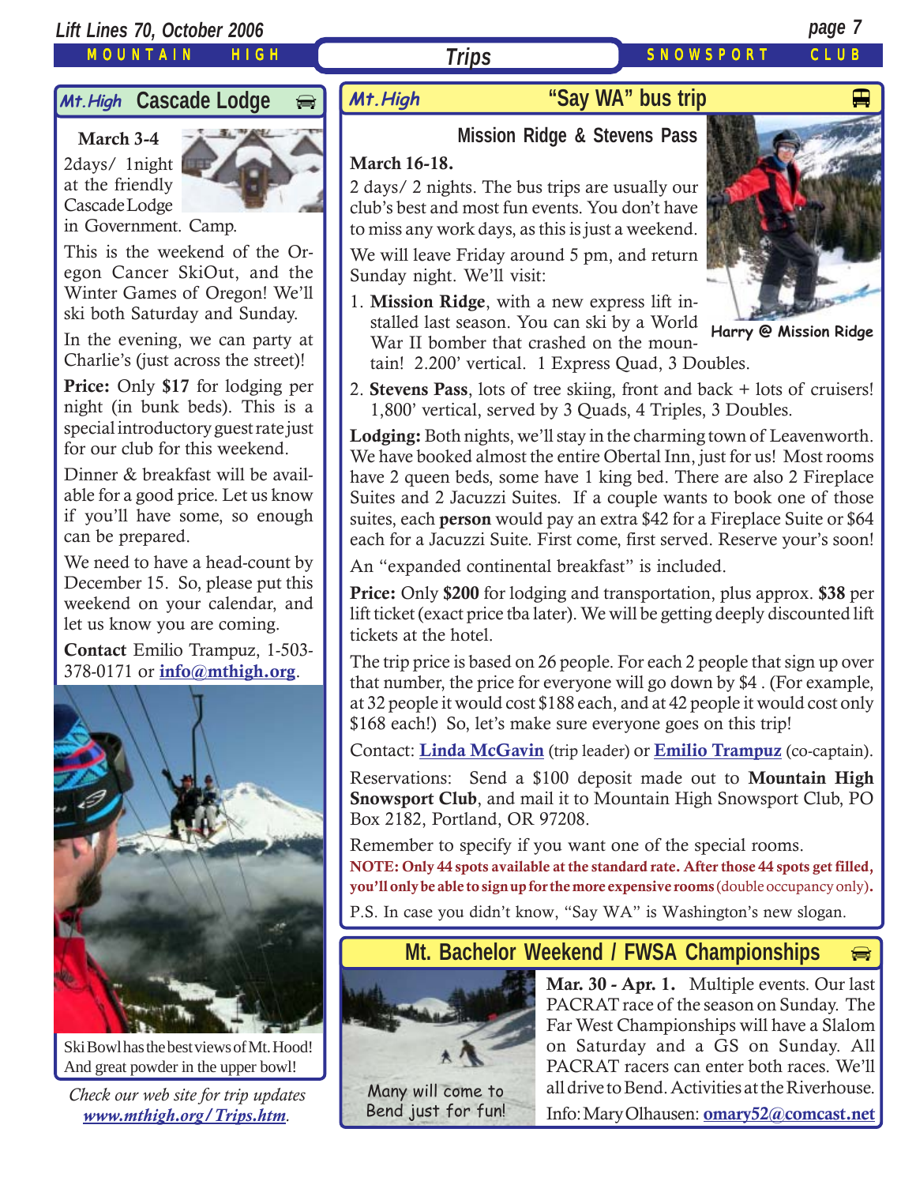## Mt.High Cascade Lodge

**March 3-4**

2days/ 1night at the friendly Cascade Lodge in Government. Camp.

This is the weekend of the Oregon Cancer SkiOut, and the Winter Games of Oregon! We'll ski both Saturday and Sunday.

In the evening, we can party at Charlie's (just across the street)!

**Price:** Only **$17** for lodging per night (in bunk beds). This is a special introductory guest rate just for our club for this weekend.

Dinner & breakfast will be available for a good price. Let us know if you'll have some, so enough can be prepared.

We need to have a head-count by December 15. So, please put this weekend on your calendar, and let us know you are coming.

**Contact** Emilio Trampuz, 1-503-378-0171 or info@mthigh.org.

Ski Bowl has the best views of Mt. Hood! And great powder in the upper bowl!

*Check our web site for trip updates www.mthigh.org/Trips.htm.*

## Mt.High "Say WA" bus trip

### Mission Ridge & Stevens Pass

**March 16-18.**

2 days/ 2 nights. The bus trips are usually our club's best and most fun events. You don't have to miss any work days, as this is just a weekend.

We will leave Friday around 5 pm, and return Sunday night. We'll visit:

1. **Mission Ridge**, with a new express lift installed last season. You can ski by a World War II bomber that crashed on the mountain! 2.200' vertical. 1 Express Quad, 3 Doubles.
2. **Stevens Pass**, lots of tree skiing, front and back + lots of cruisers! 1,800' vertical, served by 3 Quads, 4 Triples, 3 Doubles.

Harry @ Mission Ridge

**Lodging:** Both nights, we'll stay in the charming town of Leavenworth. We have booked almost the entire Obertal Inn, just for us! Most rooms have 2 queen beds, some have 1 king bed. There are also 2 Fireplace Suites and 2 Jacuzzi Suites. If a couple wants to book one of those suites, each **person** would pay an extra $42 for a Fireplace Suite or $64 each for a Jacuzzi Suite. First come, first served. Reserve your's soon!

An "expanded continental breakfast" is included.

**Price:** Only **$200** for lodging and transportation, plus approx. **$38** per lift ticket (exact price tba later). We will be getting deeply discounted lift tickets at the hotel.

The trip price is based on 26 people. For each 2 people that sign up over that number, the price for everyone will go down by $4 . (For example, at 32 people it would cost $188 each, and at 42 people it would cost only $168 each!) So, let's make sure everyone goes on this trip!

Contact: Linda McGavin (trip leader) or Emilio Trampuz (co-captain).

Reservations: Send a $100 deposit made out to **Mountain High Snowsport Club**, and mail it to Mountain High Snowsport Club, PO Box 2182, Portland, OR 97208.

Remember to specify if you want one of the special rooms.

**NOTE: Only 44 spots available at the standard rate. After those 44 spots get filled, you'll only be able to sign up for the more expensive rooms** (double occupancy only).

P.S. In case you didn't know, "Say WA" is Washington's new slogan.

## Mt. Bachelor Weekend / FWSA Championships

Many will come to Bend just for fun!

**Mar. 30 - Apr. 1.** Multiple events. Our last PACRAT race of the season on Sunday. The Far West Championships will have a Slalom on Saturday and a GS on Sunday. All PACRAT racers can enter both races. We'll all drive to Bend. Activities at the Riverhouse.

Info: Mary Olhausen: omary52@comcast.net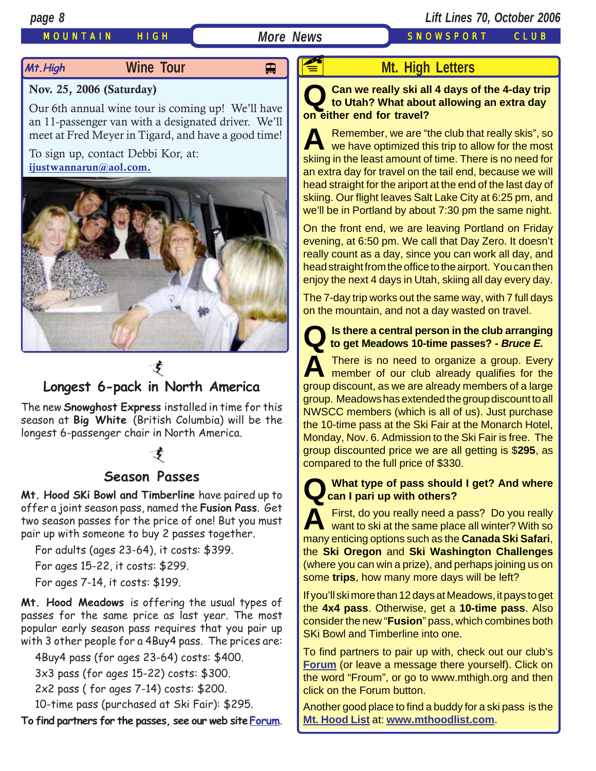## Mt. High Wine Tour

**Nov. 25, 2006 (Saturday)**

Our 6th annual wine tour is coming up! We'll have an 11-passenger van with a designated driver. We'll meet at Fred Meyer in Tigard, and have a good time!

To sign up, contact Debbi Kor, at: ijustwannarun@aol.com.

## Longest 6-pack in North America

The new **Snowghost Express** installed in time for this season at **Big White** (British Columbia) will be the longest 6-passenger chair in North America.

## Season Passes

**Mt. Hood SKi Bowl and Timberline** have paired up to offer a joint season pass, named the **Fusion Pass**. Get two season passes for the price of one! But you must pair up with someone to buy 2 passes together.

For adults (ages 23-64), it costs: $399.

For ages 15-22, it costs: $299.

For ages 7-14, it costs: $199.

**Mt. Hood Meadows** is offering the usual types of passes for the same price as last year. The most popular early season pass requires that you pair up with 3 other people for a 4Buy4 pass. The prices are:

4Buy4 pass (for ages 23-64) costs: $400.

3x3 pass (for ages 15-22) costs: $300.

2x2 pass ( for ages 7-14) costs: $200.

10-time pass (purchased at Ski Fair): $295.

**To find partners for the passes, see our web site Forum.**

## Mt. High Letters

**Q Can we really ski all 4 days of the 4-day trip to Utah? What about allowing an extra day on either end for travel?**

**A** Remember, we are "the club that really skis", so we have optimized this trip to allow for the most skiing in the least amount of time. There is no need for an extra day for travel on the tail end, because we will head straight for the ariport at the end of the last day of skiing. Our flight leaves Salt Lake City at 6:25 pm, and we'll be in Portland by about 7:30 pm the same night.

On the front end, we are leaving Portland on Friday evening, at 6:50 pm. We call that Day Zero. It doesn't really count as a day, since you can work all day, and head straight from the office to the airport. You can then enjoy the next 4 days in Utah, skiing all day every day.

The 7-day trip works out the same way, with 7 full days on the mountain, and not a day wasted on travel.

**Q Is there a central person in the club arranging to get Meadows 10-time passes? *- Bruce E.***

**A** There is no need to organize a group. Every member of our club already qualifies for the group discount, as we are already members of a large group. Meadows has extended the group discount to all NWSCC members (which is all of us). Just purchase the 10-time pass at the Ski Fair at the Monarch Hotel, Monday, Nov. 6. Admission to the Ski Fair is free. The group discounted price we are all getting is $**295**, as compared to the full price of $330.

**Q What type of pass should I get? And where can I pari up with others?**

**A** First, do you really need a pass? Do you really want to ski at the same place all winter? With so many enticing options such as the **Canada Ski Safari**, the **Ski Oregon** and **Ski Washington Challenges** (where you can win a prize), and perhaps joining us on some **trips**, how many more days will be left?

If you'll ski more than 12 days at Meadows, it pays to get the **4x4 pass**. Otherwise, get a **10-time pass**. Also consider the new "**Fusion**" pass, which combines both SKi Bowl and Timberline into one.

To find partners to pair up with, check out our club's **Forum** (or leave a message there yourself). Click on the word "Froum", or go to www.mthigh.org and then click on the Forum button.

Another good place to find a buddy for a ski pass is the **Mt. Hood List** at: **www.mthoodlist.com**.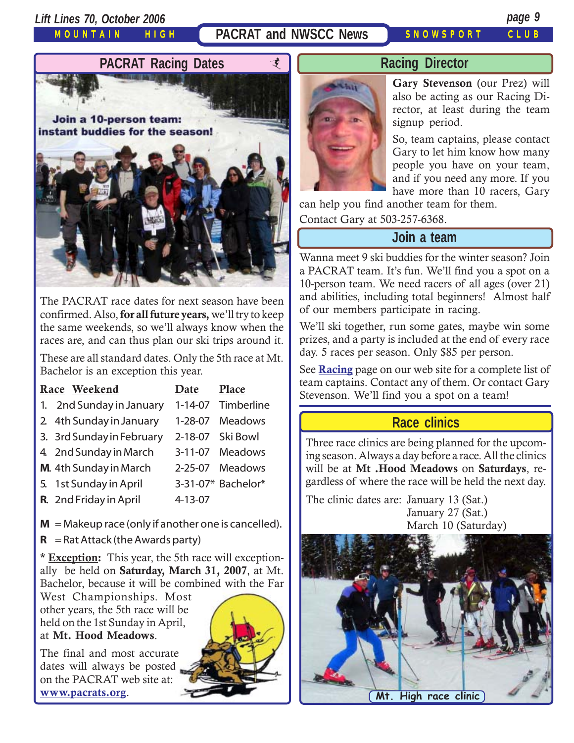## PACRAT and NWSCC News

### PACRAT Racing Dates

Join a 10-person team: instant buddies for the season!

The PACRAT race dates for next season have been confirmed. Also, **for all future years,** we'll try to keep the same weekends, so we'll always know when the races are, and can thus plan our ski trips around it.

These are all standard dates. Only the 5th race at Mt. Bachelor is an exception this year.

| Race | Weekend | Date | Place |
|---|---|---|---|
| 1. | 2nd Sunday in January | 1-14-07 | Timberline |
| 2. | 4th Sunday in January | 1-28-07 | Meadows |
| 3. | 3rd Sunday in February | 2-18-07 | Ski Bowl |
| 4. | 2nd Sunday in March | 3-11-07 | Meadows |
| **M.** | 4th Sunday in March | 2-25-07 | Meadows |
| 5. | 1st Sunday in April | 3-31-07* | Bachelor* |
| **R.** | 2nd Friday in April | 4-13-07 | |

**M** = Makeup race (only if another one is cancelled).

**R** = Rat Attack (the Awards party)

\* **Exception:** This year, the 5th race will exceptionally be held on **Saturday, March 31, 2007**, at Mt. Bachelor, because it will be combined with the Far West Championships. Most other years, the 5th race will be held on the 1st Sunday in April, at **Mt. Hood Meadows**.

The final and most accurate dates will always be posted on the PACRAT web site at: **www.pacrats.org**.

### Racing Director

**Gary Stevenson** (our Prez) will also be acting as our Racing Director, at least during the team signup period.

So, team captains, please contact Gary to let him know how many people you have on your team, and if you need any more. If you have more than 10 racers, Gary can help you find another team for them.

Contact Gary at 503-257-6368.

### Join a team

Wanna meet 9 ski buddies for the winter season? Join a PACRAT team. It's fun. We'll find you a spot on a 10-person team. We need racers of all ages (over 21) and abilities, including total beginners! Almost half of our members participate in racing.

We'll ski together, run some gates, maybe win some prizes, and a party is included at the end of every race day. 5 races per season. Only $85 per person.

See **Racing** page on our web site for a complete list of team captains. Contact any of them. Or contact Gary Stevenson. We'll find you a spot on a team!

### Race clinics

Three race clinics are being planned for the upcoming season. Always a day before a race. All the clinics will be at **Mt .Hood Meadows** on **Saturdays**, regardless of where the race will be held the next day.

The clinic dates are: January 13 (Sat.)
January 27 (Sat.)
March 10 (Saturday)

Mt. High race clinic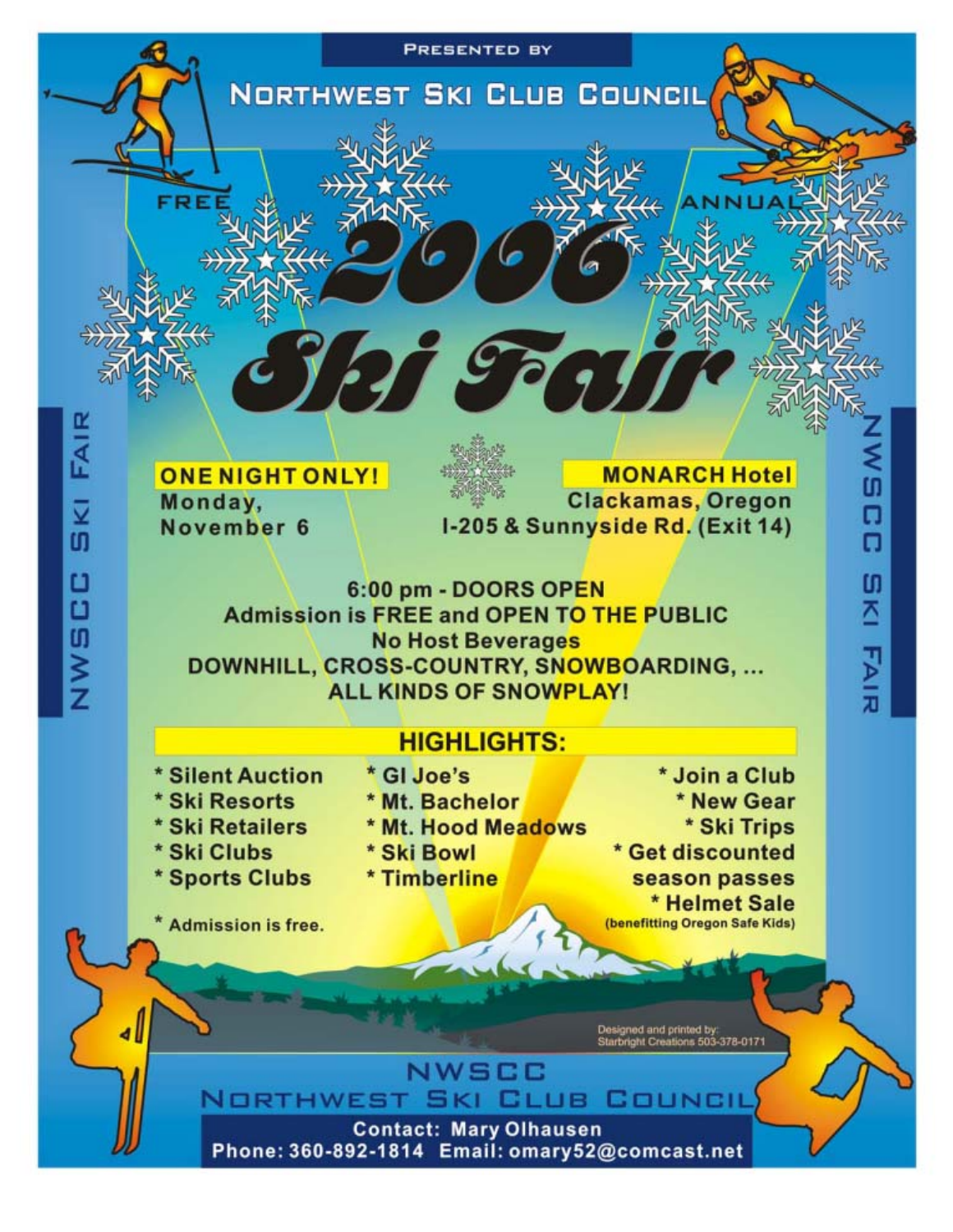Presented by

# Northwest Ski Club Council

FREE ANNUAL

# 2006 Ski Fair

NWSCC SKI FAIR

**ONE NIGHT ONLY!**
**Monday, November 6**

**MONARCH Hotel**
**Clackamas, Oregon**
**I-205 & Sunnyside Rd. (Exit 14)**

**6:00 pm - DOORS OPEN**
**Admission is FREE and OPEN TO THE PUBLIC**
**No Host Beverages**
**DOWNHILL, CROSS-COUNTRY, SNOWBOARDING, ...**
**ALL KINDS OF SNOWPLAY!**

## HIGHLIGHTS:

* Silent Auction
* Ski Resorts
* Ski Retailers
* Ski Clubs
* Sports Clubs

* GI Joe's
* Mt. Bachelor
* Mt. Hood Meadows
* Ski Bowl
* Timberline

* Join a Club
* New Gear
* Ski Trips
* Get discounted season passes
* Helmet Sale (benefitting Oregon Safe Kids)

* Admission is free.

Designed and printed by: Starbright Creations 503-378-0171

NWSCC
Northwest Ski Club Council

**Contact: Mary Olhausen**
**Phone: 360-892-1814 Email: omary52@comcast.net**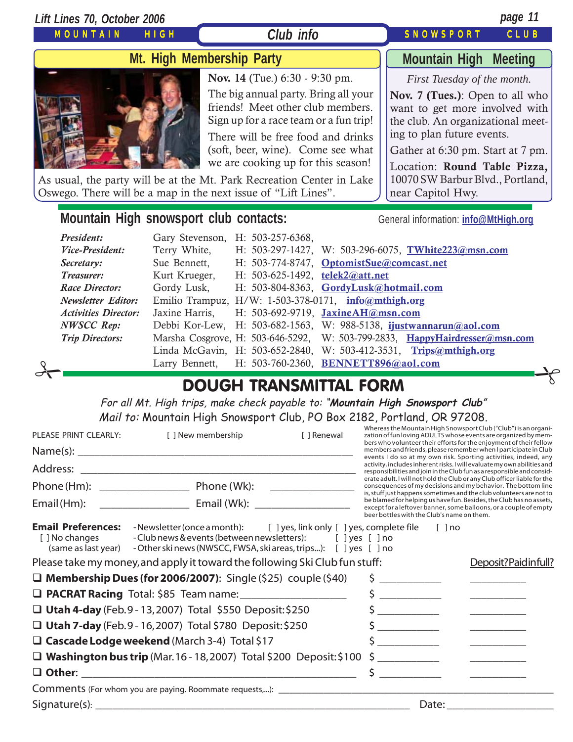## Club info

### Mt. High Membership Party

**Nov. 14** (Tue.) 6:30 - 9:30 pm.

The big annual party. Bring all your friends! Meet other club members. Sign up for a race team or a fun trip!

There will be free food and drinks (soft, beer, wine). Come see what we are cooking up for this season!

As usual, the party will be at the Mt. Park Recreation Center in Lake Oswego. There will be a map in the next issue of "Lift Lines".

### Mountain High Meeting

*First Tuesday of the month.*

**Nov. 7 (Tues.)**: Open to all who want to get more involved with the club. An organizational meeting to plan future events.

Gather at 6:30 pm. Start at 7 pm.

Location: **Round Table Pizza,** 10070 SW Barbur Blvd., Portland, near Capitol Hwy.

## Mountain High snowsport club contacts:

General information: info@MtHigh.org

| | | | | |
|---|---|---|---|---|
| *President:* | Gary Stevenson, | H: 503-257-6368, | | |
| *Vice-President:* | Terry White, | H: 503-297-1427, | W: 503-296-6075, | TWhite223@msn.com |
| *Secretary:* | Sue Bennett, | H: 503-774-8747, | OptomistSue@comcast.net | |
| *Treasurer:* | Kurt Krueger, | H: 503-625-1492, | telek2@att.net | |
| *Race Director:* | Gordy Lusk, | H: 503-804-8363, | GordyLusk@hotmail.com | |
| *Newsletter Editor:* | Emilio Trampuz, | H/W: 1-503-378-0171, | info@mthigh.org | |
| *Activities Director:* | Jaxine Harris, | H: 503-692-9719, | JaxineAH@msn.com | |
| *NWSCC Rep:* | Debbi Kor-Lew, | H: 503-682-1563, | W: 988-5138, | ijustwannarun@aol.com |
| *Trip Directors:* | Marsha Cosgrove, | H: 503-646-5292, | W: 503-799-2833, | HappyHairdresser@msn.com |
| | Linda McGavin, | H: 503-652-2840, | W: 503-412-3531, | Trips@mthigh.org |
| | Larry Bennett, | H: 503-760-2360, | BENNETT896@aol.com | |

# DOUGH TRANSMITTAL FORM

*For all Mt. High trips, make check payable to:* ***"Mountain High Snowsport Club"***

*Mail to:* Mountain High Snowsport Club, PO Box 2182, Portland, OR 97208.

PLEASE PRINT CLEARLY: [ ] New membership [ ] Renewal

Name(s): ____________________

Address: ____________________

Phone (Hm): ____________ Phone (Wk): ____________

Email (Hm): ____________ Email (Wk): ____________

Whereas the Mountain High Snowsport Club ("Club") is an organization of fun loving ADULTS whose events are organized by members who volunteer their efforts for the enjoyment of their fellow members and friends, please remember when I participate in Club events I do so at my own risk. Sporting activities, indeed, any activity, includes inherent risks. I will evaluate my own abilities and responsibilities and join in the Club fun as a responsible and considerate adult. I will not hold the Club or any Club officer liable for the consequences of my decisions and my behavior. The bottom line is, stuff just happens sometimes and the club volunteers are not to be blamed for helping us have fun. Besides, the Club has no assets, except for a leftover banner, some balloons, or a couple of empty beer bottles with the Club's name on them.

**Email Preferences:** - Newsletter (once a month): [ ] yes, link only [ ] yes, complete file [ ] no

[ ] No changes (same as last year) - Club news & events (between newsletters): [ ] yes [ ] no

- Other ski news (NWSCC, FWSA, ski areas, trips...): [ ] yes [ ] no

Please take my money, and apply it toward the following Ski Club fun stuff: Deposit? Paid in full?

- ❑ **Membership Dues (for 2006/2007):** Single ($25) couple ($40) $ ________ ________
- ❑ **PACRAT Racing** Total: $85 Team name: ____________ $ ________ ________
- ❑ **Utah 4-day** (Feb. 9 - 13, 2007) Total $550 Deposit: $250 $ ________ ________
- ❑ **Utah 7-day** (Feb. 9 - 16, 2007) Total $780 Deposit: $250 $ ________ ________
- ❑ **Cascade Lodge weekend** (March 3-4) Total $17 $ ________ ________
- ❑ **Washington bus trip** (Mar. 16 - 18, 2007) Total $200 Deposit: $100 $ ________ ________
- ❑ **Other**: ____________ $ ________ ________

Comments (For whom you are paying. Roommate requests,...): ____________

Signature(s): ____________ Date: ____________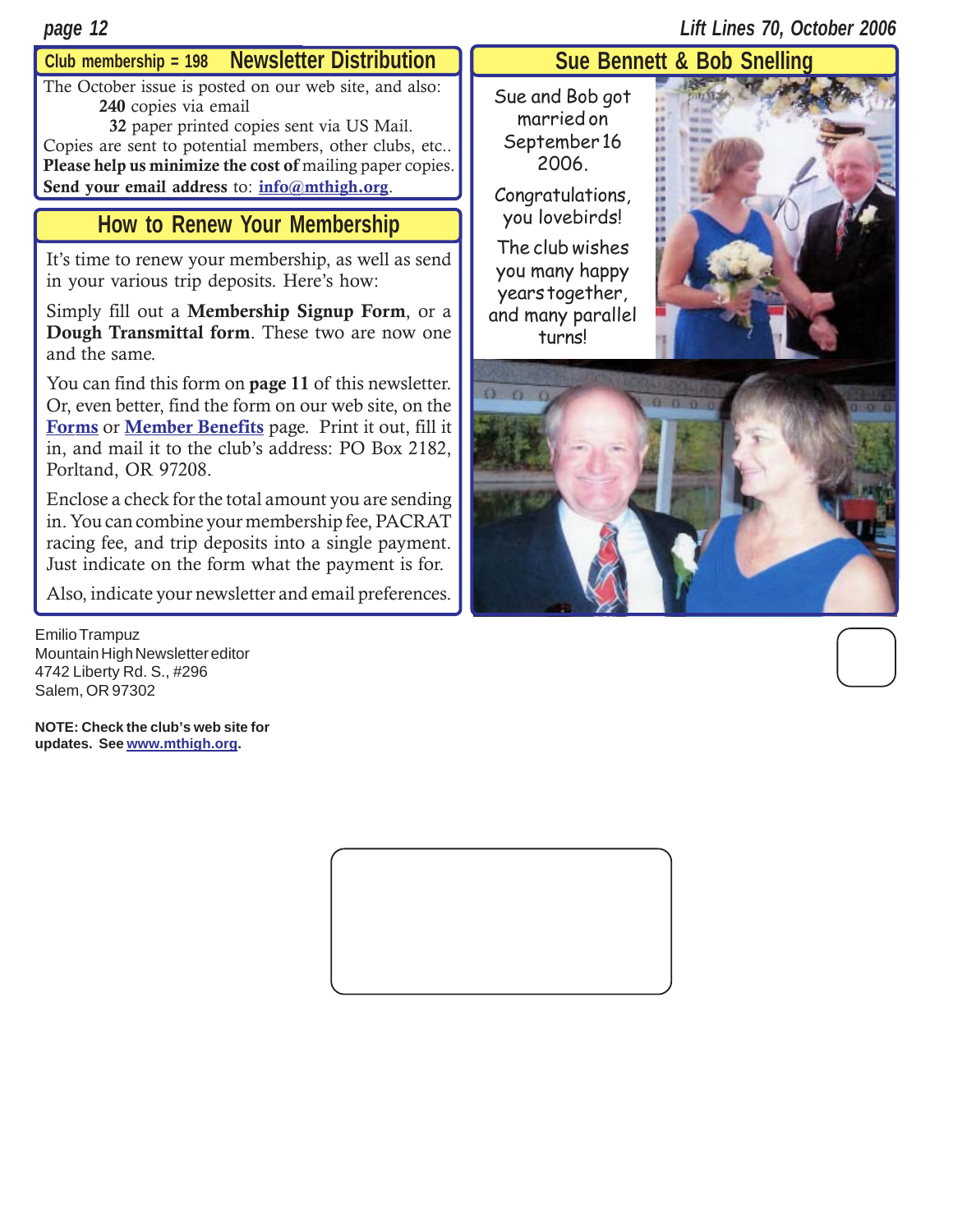## Club membership = 198 Newsletter Distribution

The October issue is posted on our web site, and also:

**240** copies via email

**32** paper printed copies sent via US Mail.

Copies are sent to potential members, other clubs, etc.. **Please help us minimize the cost of** mailing paper copies. **Send your email address** to: **info@mthigh.org**.

## How to Renew Your Membership

It's time to renew your membership, as well as send in your various trip deposits. Here's how:

Simply fill out a **Membership Signup Form**, or a **Dough Transmittal form**. These two are now one and the same.

You can find this form on **page 11** of this newsletter. Or, even better, find the form on our web site, on the **Forms** or **Member Benefits** page. Print it out, fill it in, and mail it to the club's address: PO Box 2182, Portland, OR 97208.

Enclose a check for the total amount you are sending in. You can combine your membership fee, PACRAT racing fee, and trip deposits into a single payment. Just indicate on the form what the payment is for.

Also, indicate your newsletter and email preferences.

## Sue Bennett & Bob Snelling

Sue and Bob got married on September 16 2006.

Congratulations, you lovebirds!

The club wishes you many happy years together, and many parallel turns!

Emilio Trampuz
Mountain High Newsletter editor
4742 Liberty Rd. S., #296
Salem, OR 97302

**NOTE: Check the club's web site for updates. See www.mthigh.org.**